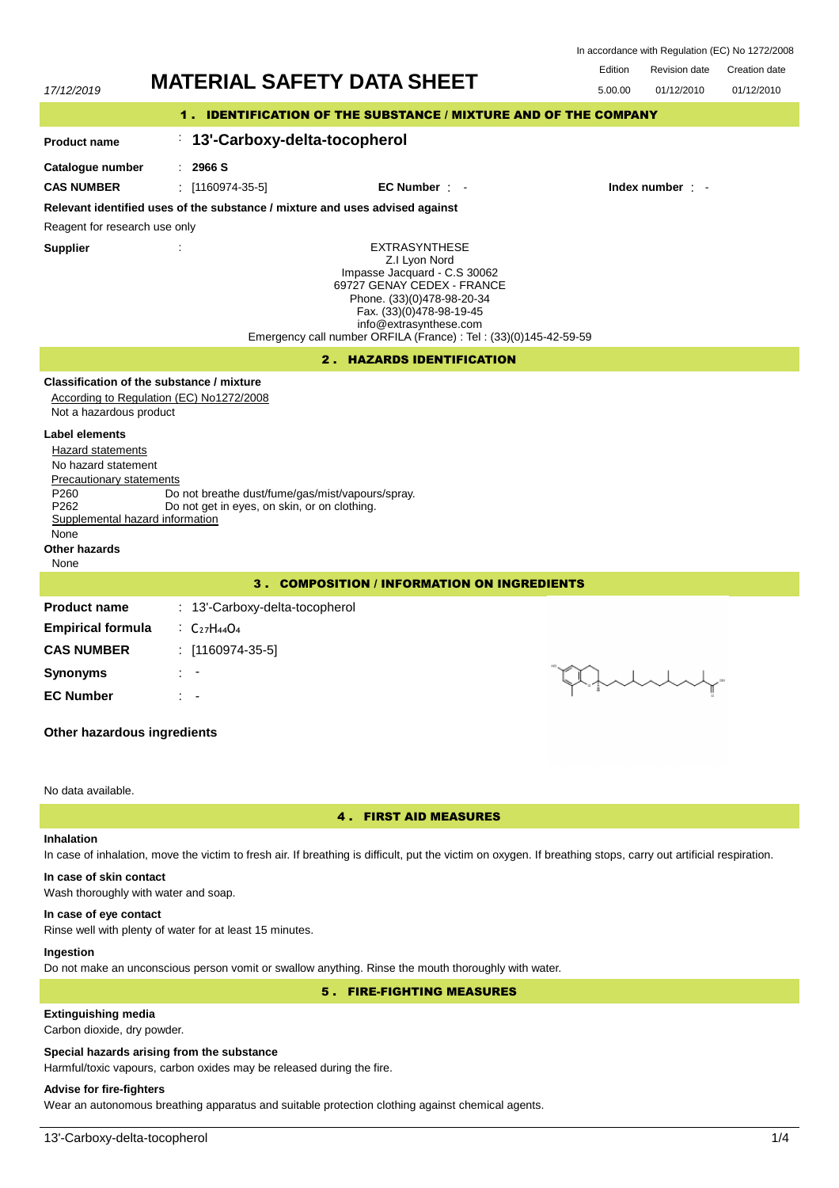In accordance with Regulation (EC) No 1272/2008

17/12/2019

# MATERIAL SAFETY DATA SHEET

| Edition | Revision date | Creation date |
|---|---|---|
| 5.00.00 | 01/12/2010 | 01/12/2010 |

## 1 . IDENTIFICATION OF THE SUBSTANCE / MIXTURE AND OF THE COMPANY

**Product name** : **13'-Carboxy-delta-tocopherol**

**Catalogue number** : **2966 S**

**CAS NUMBER** : [1160974-35-5] **EC Number** : - **Index number** : -

**Relevant identified uses of the substance / mixture and uses advised against**

Reagent for research use only

**Supplier** :

EXTRASYNTHESE
Z.I Lyon Nord
Impasse Jacquard - C.S 30062
69727 GENAY CEDEX - FRANCE
Phone. (33)(0)478-98-20-34
Fax. (33)(0)478-98-19-45
info@extrasynthese.com
Emergency call number ORFILA (France) : Tel : (33)(0)145-42-59-59

## 2 . HAZARDS IDENTIFICATION

**Classification of the substance / mixture**

According to Regulation (EC) No1272/2008

Not a hazardous product

**Label elements**

Hazard statements

No hazard statement

Precautionary statements

P260 Do not breathe dust/fume/gas/mist/vapours/spray.
P262 Do not get in eyes, on skin, or on clothing.

Supplemental hazard information

None

**Other hazards**

None

## 3 . COMPOSITION / INFORMATION ON INGREDIENTS

**Product name** : 13'-Carboxy-delta-tocopherol

**Empirical formula** : $C_{27}H_{44}O_4$

**CAS NUMBER** : [1160974-35-5]

**Synonyms** : -

**EC Number** : -

**Other hazardous ingredients**

No data available.

## 4 . FIRST AID MEASURES

**Inhalation**

In case of inhalation, move the victim to fresh air. If breathing is difficult, put the victim on oxygen. If breathing stops, carry out artificial respiration.

**In case of skin contact**

Wash thoroughly with water and soap.

**In case of eye contact**

Rinse well with plenty of water for at least 15 minutes.

**Ingestion**

Do not make an unconscious person vomit or swallow anything. Rinse the mouth thoroughly with water.

## 5 . FIRE-FIGHTING MEASURES

**Extinguishing media**

Carbon dioxide, dry powder.

**Special hazards arising from the substance**

Harmful/toxic vapours, carbon oxides may be released during the fire.

**Advise for fire-fighters**

Wear an autonomous breathing apparatus and suitable protection clothing against chemical agents.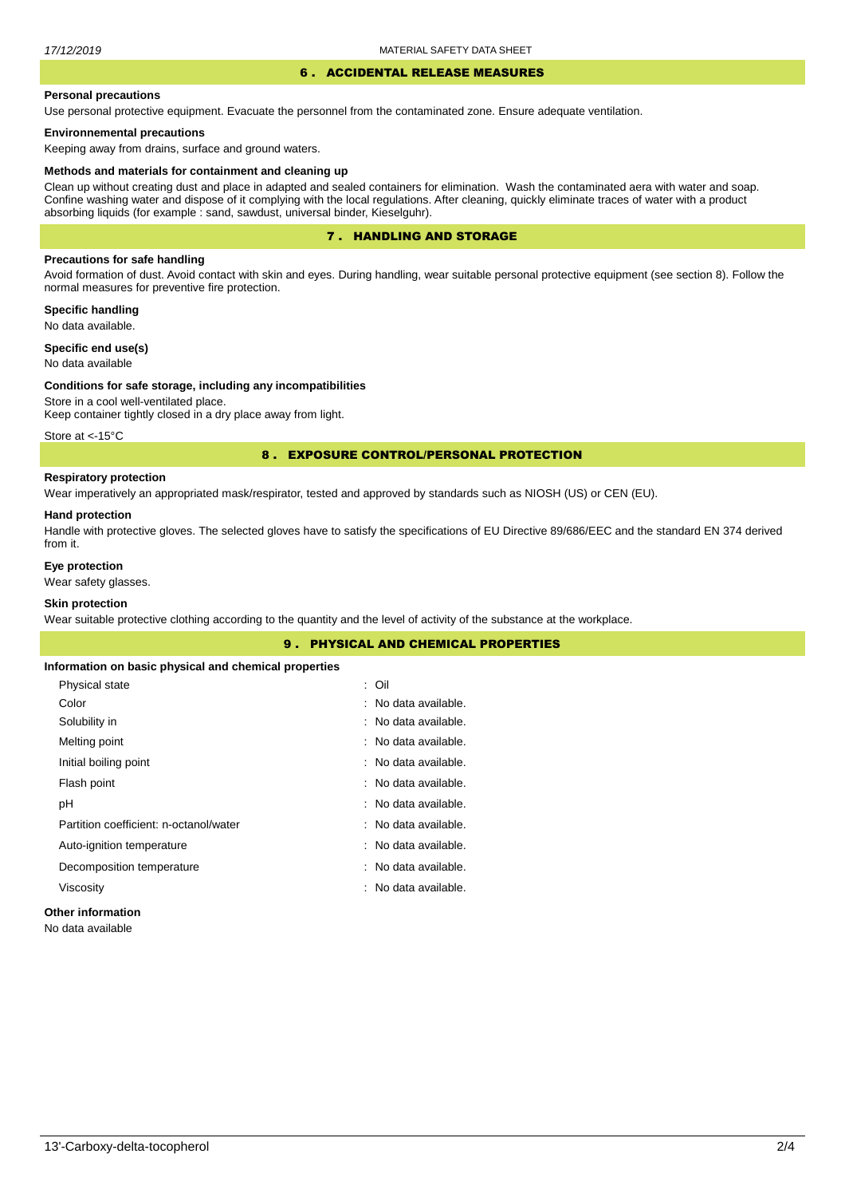## 6 . ACCIDENTAL RELEASE MEASURES

**Personal precautions**

Use personal protective equipment. Evacuate the personnel from the contaminated zone. Ensure adequate ventilation.

**Environnemental precautions**

Keeping away from drains, surface and ground waters.

**Methods and materials for containment and cleaning up**

Clean up without creating dust and place in adapted and sealed containers for elimination. Wash the contaminated aera with water and soap. Confine washing water and dispose of it complying with the local regulations. After cleaning, quickly eliminate traces of water with a product absorbing liquids (for example : sand, sawdust, universal binder, Kieselguhr).

## 7 . HANDLING AND STORAGE

**Precautions for safe handling**

Avoid formation of dust. Avoid contact with skin and eyes. During handling, wear suitable personal protective equipment (see section 8). Follow the normal measures for preventive fire protection.

**Specific handling**

No data available.

**Specific end use(s)**

No data available

**Conditions for safe storage, including any incompatibilities**

Store in a cool well-ventilated place.
Keep container tightly closed in a dry place away from light.

Store at <-15°C

## 8 . EXPOSURE CONTROL/PERSONAL PROTECTION

**Respiratory protection**

Wear imperatively an appropriated mask/respirator, tested and approved by standards such as NIOSH (US) or CEN (EU).

**Hand protection**

Handle with protective gloves. The selected gloves have to satisfy the specifications of EU Directive 89/686/EEC and the standard EN 374 derived from it.

**Eye protection**

Wear safety glasses.

**Skin protection**

Wear suitable protective clothing according to the quantity and the level of activity of the substance at the workplace.

## 9 . PHYSICAL AND CHEMICAL PROPERTIES

**Information on basic physical and chemical properties**

| | |
|---|---|
| Physical state | : Oil |
| Color | : No data available. |
| Solubility in | : No data available. |
| Melting point | : No data available. |
| Initial boiling point | : No data available. |
| Flash point | : No data available. |
| pH | : No data available. |
| Partition coefficient: n-octanol/water | : No data available. |
| Auto-ignition temperature | : No data available. |
| Decomposition temperature | : No data available. |
| Viscosity | : No data available. |

**Other information**

No data available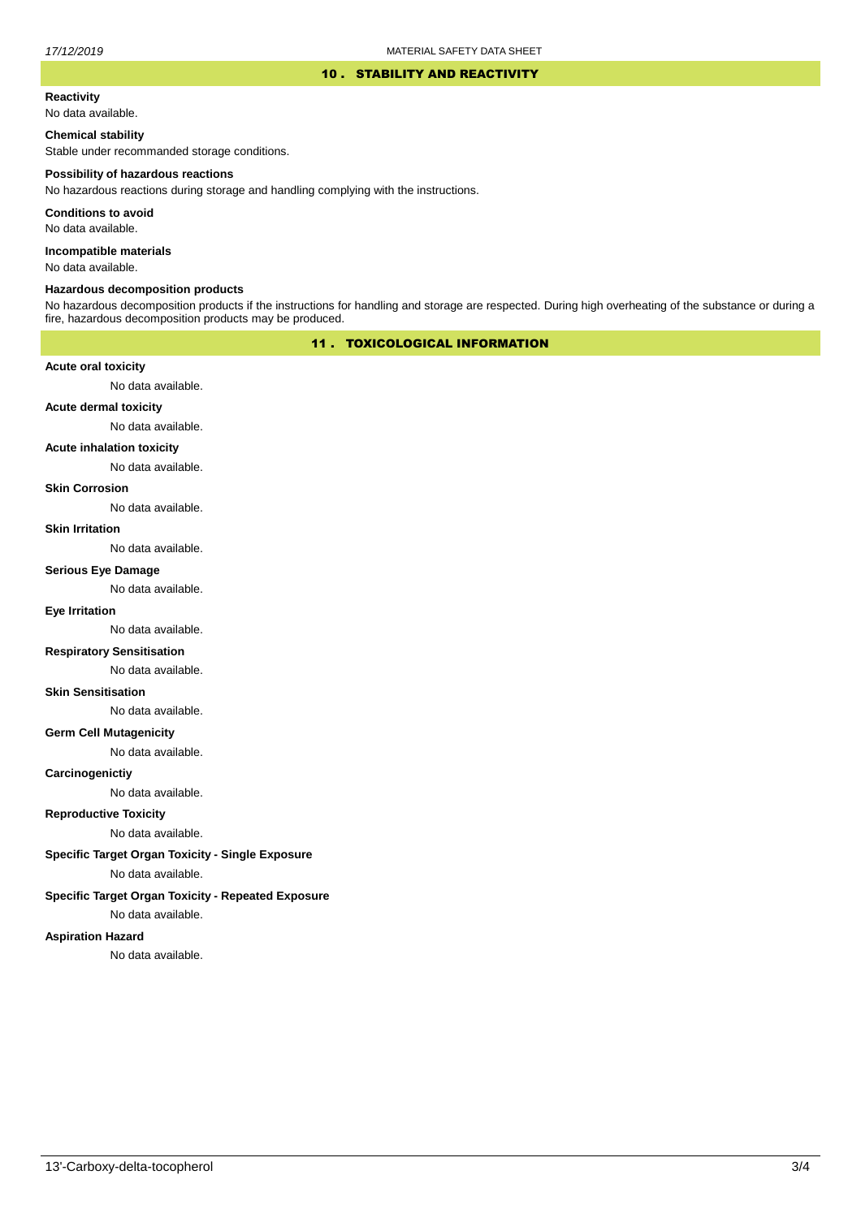## 10 . STABILITY AND REACTIVITY

**Reactivity**

No data available.

**Chemical stability**

Stable under recommanded storage conditions.

**Possibility of hazardous reactions**

No hazardous reactions during storage and handling complying with the instructions.

**Conditions to avoid**

No data available.

**Incompatible materials**

No data available.

**Hazardous decomposition products**

No hazardous decomposition products if the instructions for handling and storage are respected. During high overheating of the substance or during a fire, hazardous decomposition products may be produced.

## 11 . TOXICOLOGICAL INFORMATION

**Acute oral toxicity**

No data available.

**Acute dermal toxicity**

No data available.

**Acute inhalation toxicity**

No data available.

**Skin Corrosion**

No data available.

**Skin Irritation**

No data available.

**Serious Eye Damage**

No data available.

**Eye Irritation**

No data available.

**Respiratory Sensitisation**

No data available.

**Skin Sensitisation**

No data available.

**Germ Cell Mutagenicity**

No data available.

**Carcinogenictiy**

No data available.

**Reproductive Toxicity**

No data available.

**Specific Target Organ Toxicity - Single Exposure**

No data available.

**Specific Target Organ Toxicity - Repeated Exposure**

No data available.

**Aspiration Hazard**

No data available.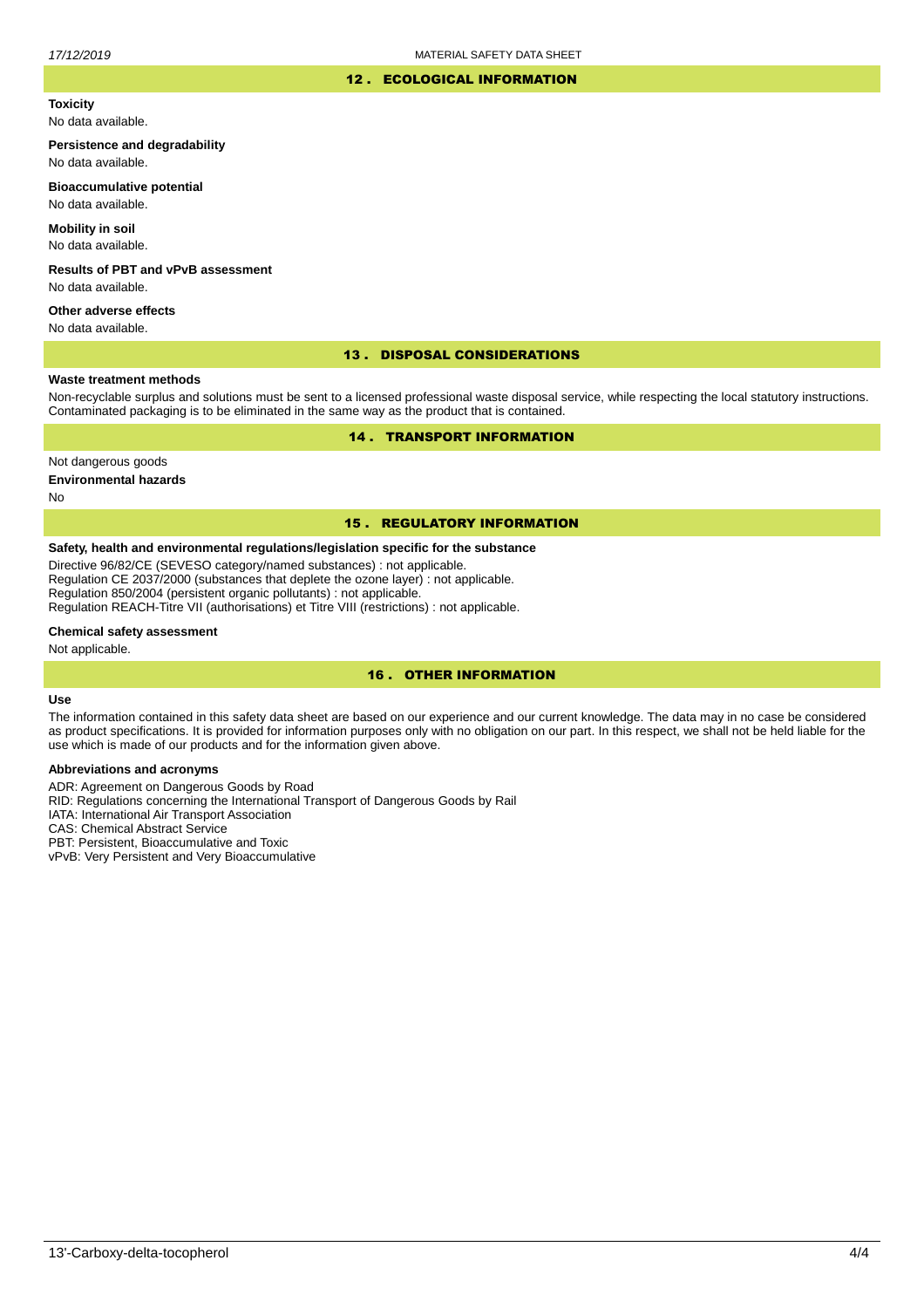## 12 . ECOLOGICAL INFORMATION

**Toxicity**

No data available.

**Persistence and degradability**

No data available.

**Bioaccumulative potential**

No data available.

**Mobility in soil**

No data available.

**Results of PBT and vPvB assessment**

No data available.

**Other adverse effects**

No data available.

## 13 . DISPOSAL CONSIDERATIONS

**Waste treatment methods**

Non-recyclable surplus and solutions must be sent to a licensed professional waste disposal service, while respecting the local statutory instructions. Contaminated packaging is to be eliminated in the same way as the product that is contained.

## 14 . TRANSPORT INFORMATION

Not dangerous goods

**Environmental hazards**

No

## 15 . REGULATORY INFORMATION

**Safety, health and environmental regulations/legislation specific for the substance**

Directive 96/82/CE (SEVESO category/named substances) : not applicable.
Regulation CE 2037/2000 (substances that deplete the ozone layer) : not applicable.
Regulation 850/2004 (persistent organic pollutants) : not applicable.
Regulation REACH-Titre VII (authorisations) et Titre VIII (restrictions) : not applicable.

**Chemical safety assessment**

Not applicable.

## 16 . OTHER INFORMATION

**Use**

The information contained in this safety data sheet are based on our experience and our current knowledge. The data may in no case be considered as product specifications. It is provided for information purposes only with no obligation on our part. In this respect, we shall not be held liable for the use which is made of our products and for the information given above.

**Abbreviations and acronyms**

ADR: Agreement on Dangerous Goods by Road
RID: Regulations concerning the International Transport of Dangerous Goods by Rail
IATA: International Air Transport Association
CAS: Chemical Abstract Service
PBT: Persistent, Bioaccumulative and Toxic
vPvB: Very Persistent and Very Bioaccumulative